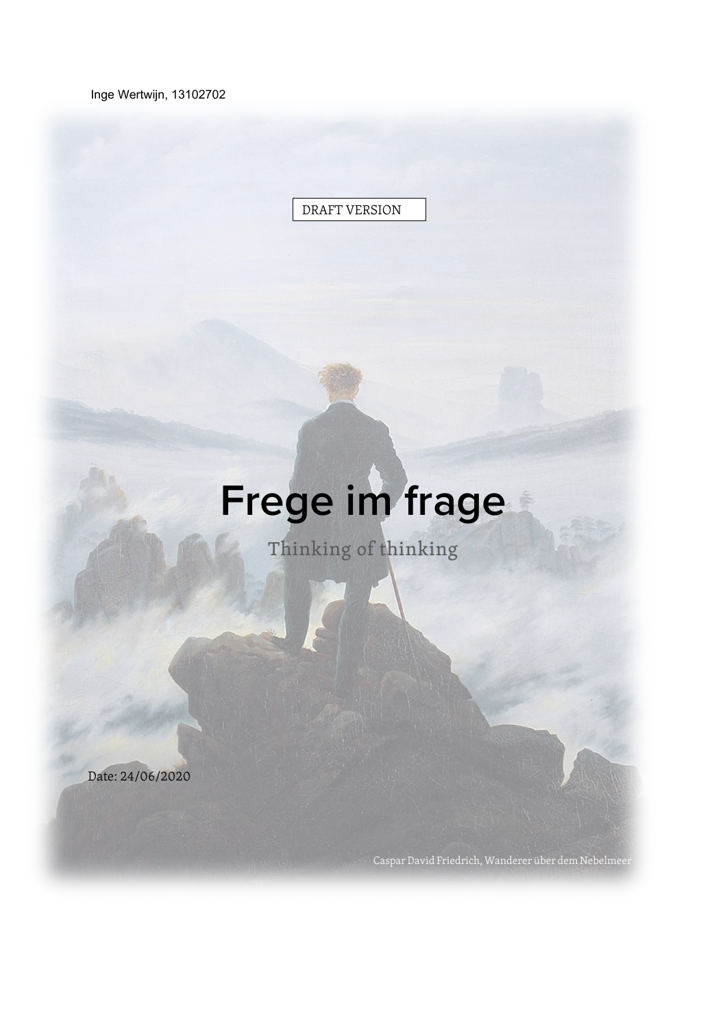Inge Wertwijn, 13102702

DRAFT VERSION

# Frege im frage

## Thinking of thinking

Date: 24/06/2020

Caspar David Friedrich, Wanderer über dem Nebelmeer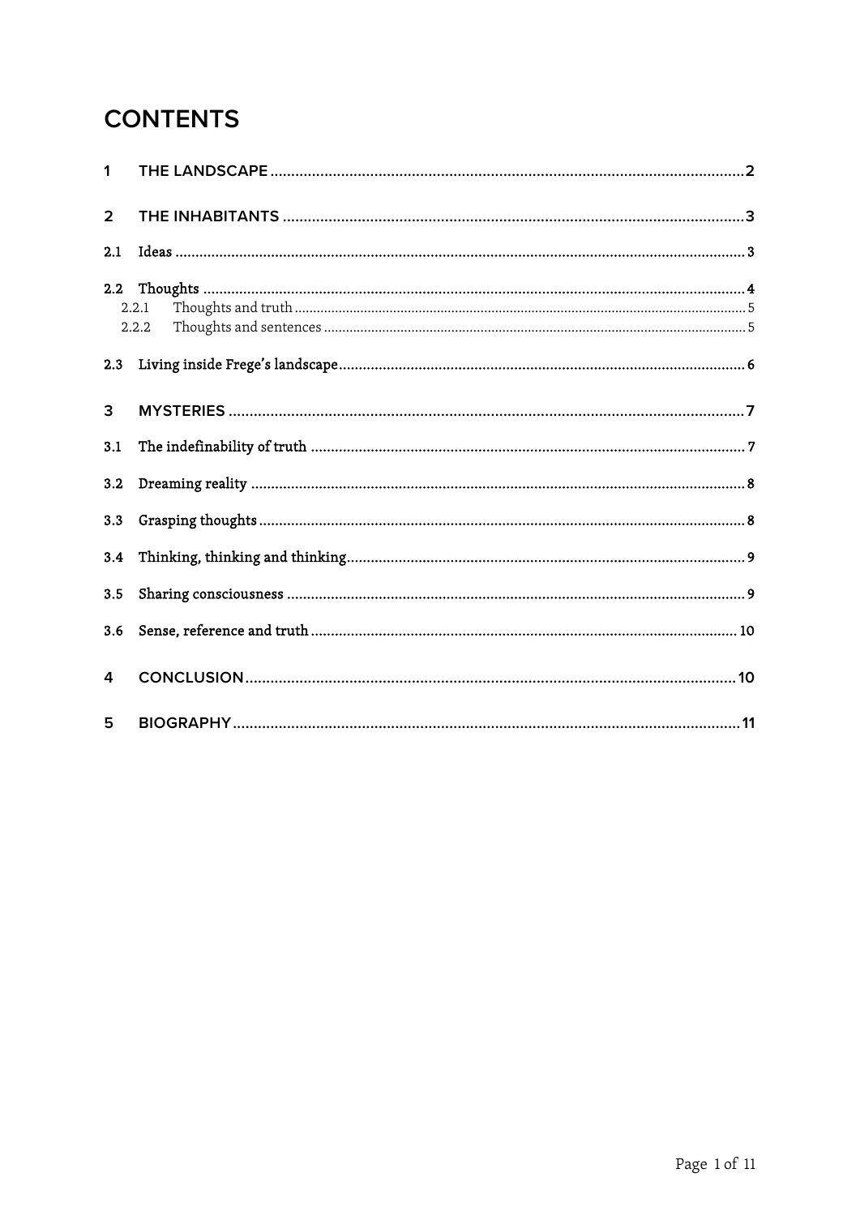# CONTENTS

1 THE LANDSCAPE .......... 2

2 THE INHABITANTS .......... 3

2.1 Ideas .......... 3

2.2 Thoughts .......... 4

2.2.1 Thoughts and truth .......... 5

2.2.2 Thoughts and sentences .......... 5

2.3 Living inside Frege's landscape .......... 6

3 MYSTERIES .......... 7

3.1 The indefinability of truth .......... 7

3.2 Dreaming reality .......... 8

3.3 Grasping thoughts .......... 8

3.4 Thinking, thinking and thinking .......... 9

3.5 Sharing consciousness .......... 9

3.6 Sense, reference and truth .......... 10

4 CONCLUSION .......... 10

5 BIOGRAPHY .......... 11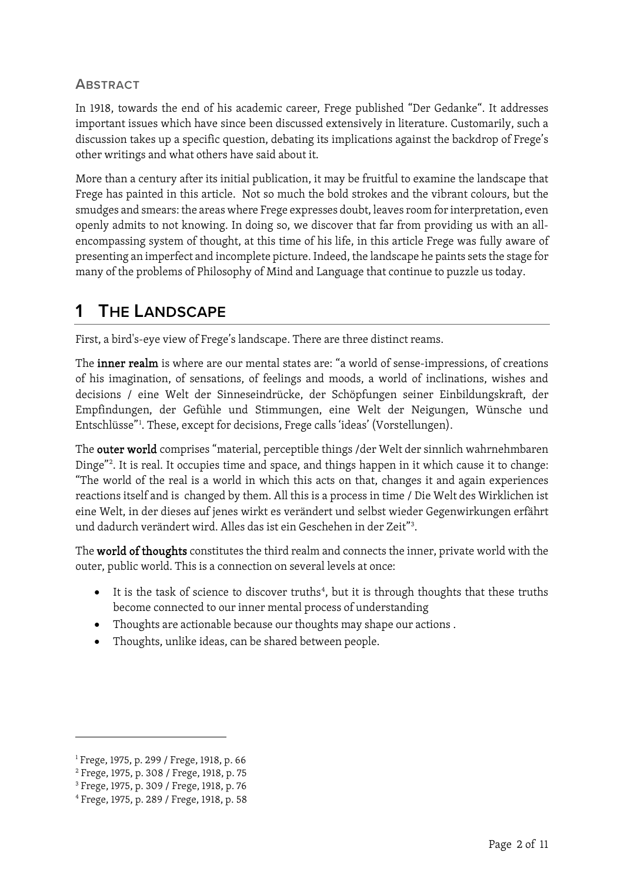### Abstract

In 1918, towards the end of his academic career, Frege published "Der Gedanke". It addresses important issues which have since been discussed extensively in literature. Customarily, such a discussion takes up a specific question, debating its implications against the backdrop of Frege's other writings and what others have said about it.

More than a century after its initial publication, it may be fruitful to examine the landscape that Frege has painted in this article. Not so much the bold strokes and the vibrant colours, but the smudges and smears: the areas where Frege expresses doubt, leaves room for interpretation, even openly admits to not knowing. In doing so, we discover that far from providing us with an all-encompassing system of thought, at this time of his life, in this article Frege was fully aware of presenting an imperfect and incomplete picture. Indeed, the landscape he paints sets the stage for many of the problems of Philosophy of Mind and Language that continue to puzzle us today.

# 1 The Landscape

First, a bird's-eye view of Frege's landscape. There are three distinct reams.

The **inner realm** is where are our mental states are: "a world of sense-impressions, of creations of his imagination, of sensations, of feelings and moods, a world of inclinations, wishes and decisions / eine Welt der Sinneseindrücke, der Schöpfungen seiner Einbildungskraft, der Empfindungen, der Gefühle und Stimmungen, eine Welt der Neigungen, Wünsche und Entschlüsse"[1]. These, except for decisions, Frege calls 'ideas' (Vorstellungen).

The **outer world** comprises "material, perceptible things /der Welt der sinnlich wahrnehmbaren Dinge"[2]. It is real. It occupies time and space, and things happen in it which cause it to change: "The world of the real is a world in which this acts on that, changes it and again experiences reactions itself and is changed by them. All this is a process in time / Die Welt des Wirklichen ist eine Welt, in der dieses auf jenes wirkt es verändert und selbst wieder Gegenwirkungen erfährt und dadurch verändert wird. Alles das ist ein Geschehen in der Zeit"[3].

The **world of thoughts** constitutes the third realm and connects the inner, private world with the outer, public world. This is a connection on several levels at once:

- It is the task of science to discover truths[4], but it is through thoughts that these truths become connected to our inner mental process of understanding
- Thoughts are actionable because our thoughts may shape our actions .
- Thoughts, unlike ideas, can be shared between people.

---

[1] Frege, 1975, p. 299 / Frege, 1918, p. 66

[2] Frege, 1975, p. 308 / Frege, 1918, p. 75

[3] Frege, 1975, p. 309 / Frege, 1918, p. 76

[4] Frege, 1975, p. 289 / Frege, 1918, p. 58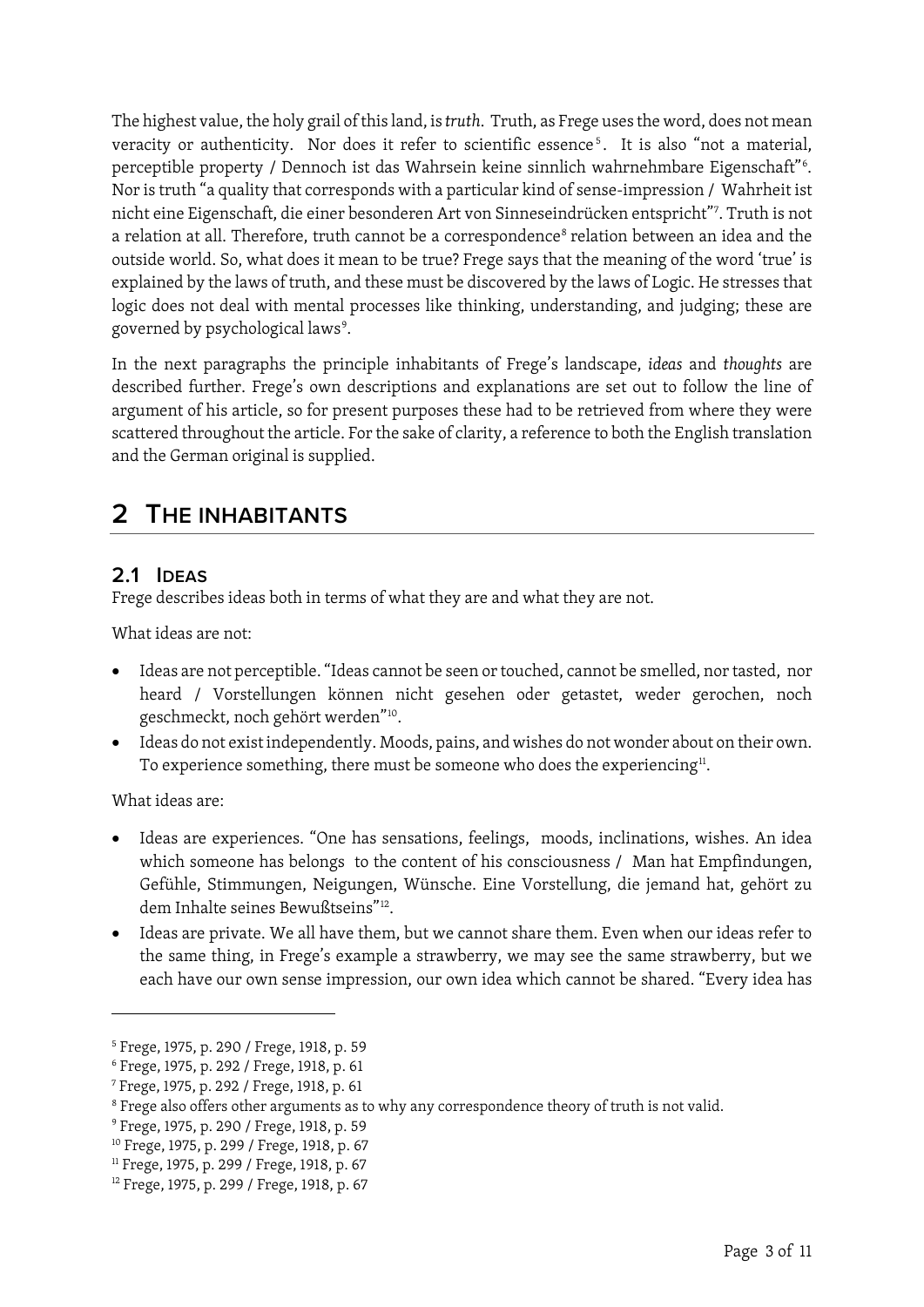The highest value, the holy grail of this land, is *truth*. Truth, as Frege uses the word, does not mean veracity or authenticity. Nor does it refer to scientific essence[5]. It is also "not a material, perceptible property / Dennoch ist das Wahrsein keine sinnlich wahrnehmbare Eigenschaft"[6]. Nor is truth "a quality that corresponds with a particular kind of sense-impression / Wahrheit ist nicht eine Eigenschaft, die einer besonderen Art von Sinneseindrücken entspricht"[7]. Truth is not a relation at all. Therefore, truth cannot be a correspondence[8] relation between an idea and the outside world. So, what does it mean to be true? Frege says that the meaning of the word 'true' is explained by the laws of truth, and these must be discovered by the laws of Logic. He stresses that logic does not deal with mental processes like thinking, understanding, and judging; these are governed by psychological laws[9].

In the next paragraphs the principle inhabitants of Frege's landscape, *ideas* and *thoughts* are described further. Frege's own descriptions and explanations are set out to follow the line of argument of his article, so for present purposes these had to be retrieved from where they were scattered throughout the article. For the sake of clarity, a reference to both the English translation and the German original is supplied.

# 2 THE INHABITANTS

## 2.1 IDEAS

Frege describes ideas both in terms of what they are and what they are not.

What ideas are not:

- Ideas are not perceptible. "Ideas cannot be seen or touched, cannot be smelled, nor tasted, nor heard / Vorstellungen können nicht gesehen oder getastet, weder gerochen, noch geschmeckt, noch gehört werden"[10].
- Ideas do not exist independently. Moods, pains, and wishes do not wonder about on their own. To experience something, there must be someone who does the experiencing[11].

What ideas are:

- Ideas are experiences. "One has sensations, feelings, moods, inclinations, wishes. An idea which someone has belongs to the content of his consciousness / Man hat Empfindungen, Gefühle, Stimmungen, Neigungen, Wünsche. Eine Vorstellung, die jemand hat, gehört zu dem Inhalte seines Bewußtseins"[12].
- Ideas are private. We all have them, but we cannot share them. Even when our ideas refer to the same thing, in Frege's example a strawberry, we may see the same strawberry, but we each have our own sense impression, our own idea which cannot be shared. "Every idea has

---

[5] Frege, 1975, p. 290 / Frege, 1918, p. 59

[6] Frege, 1975, p. 292 / Frege, 1918, p. 61

[7] Frege, 1975, p. 292 / Frege, 1918, p. 61

[8] Frege also offers other arguments as to why any correspondence theory of truth is not valid.

[9] Frege, 1975, p. 290 / Frege, 1918, p. 59

[10] Frege, 1975, p. 299 / Frege, 1918, p. 67

[11] Frege, 1975, p. 299 / Frege, 1918, p. 67

[12] Frege, 1975, p. 299 / Frege, 1918, p. 67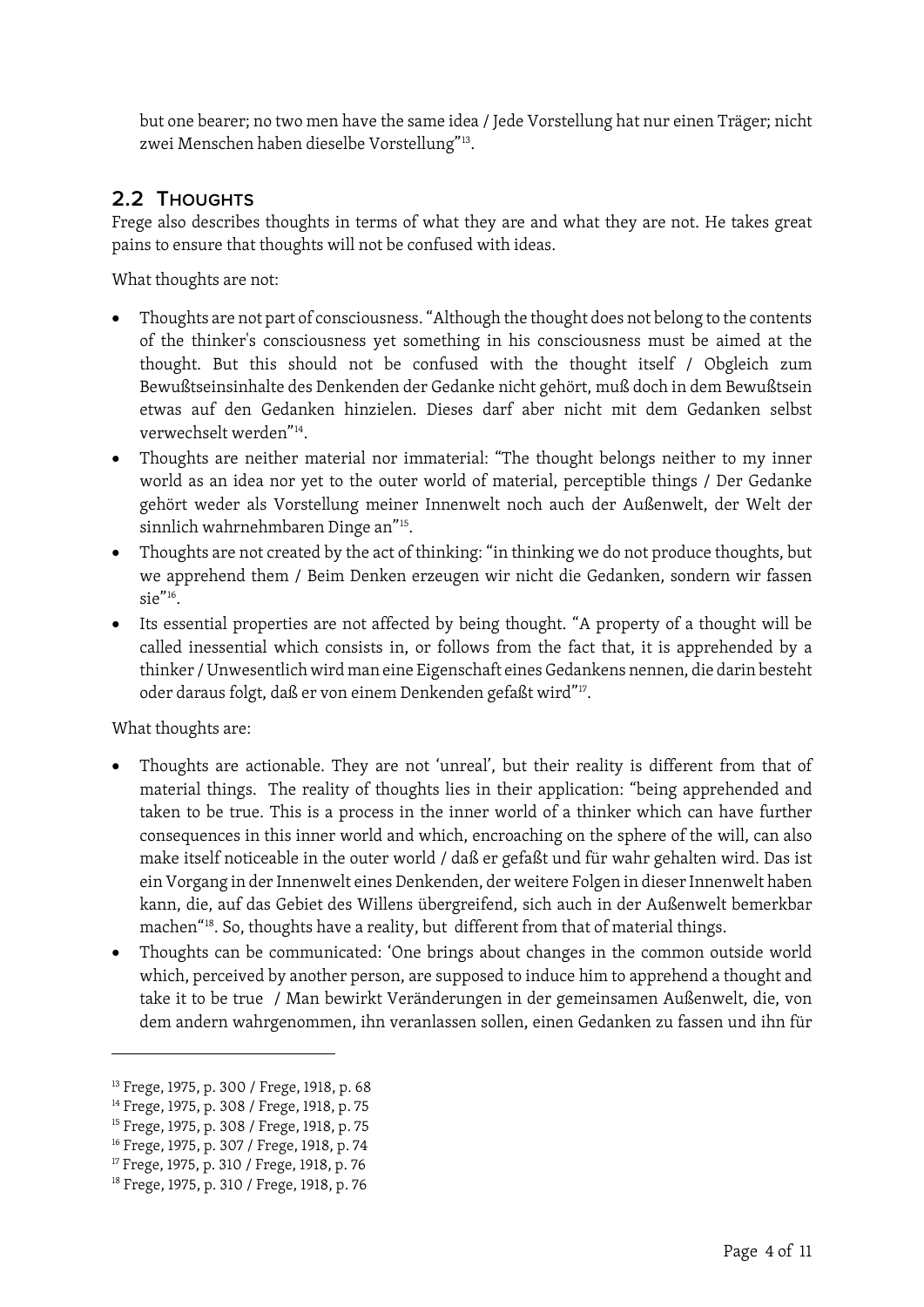but one bearer; no two men have the same idea / Jede Vorstellung hat nur einen Träger; nicht zwei Menschen haben dieselbe Vorstellung"[13].

## 2.2 Thoughts

Frege also describes thoughts in terms of what they are and what they are not. He takes great pains to ensure that thoughts will not be confused with ideas.

What thoughts are not:

- Thoughts are not part of consciousness. "Although the thought does not belong to the contents of the thinker's consciousness yet something in his consciousness must be aimed at the thought. But this should not be confused with the thought itself / Obgleich zum Bewußtseinsinhalte des Denkenden der Gedanke nicht gehört, muß doch in dem Bewußtsein etwas auf den Gedanken hinzielen. Dieses darf aber nicht mit dem Gedanken selbst verwechselt werden"[14].
- Thoughts are neither material nor immaterial: "The thought belongs neither to my inner world as an idea nor yet to the outer world of material, perceptible things / Der Gedanke gehört weder als Vorstellung meiner Innenwelt noch auch der Außenwelt, der Welt der sinnlich wahrnehmbaren Dinge an"[15].
- Thoughts are not created by the act of thinking: "in thinking we do not produce thoughts, but we apprehend them / Beim Denken erzeugen wir nicht die Gedanken, sondern wir fassen sie"[16].
- Its essential properties are not affected by being thought. "A property of a thought will be called inessential which consists in, or follows from the fact that, it is apprehended by a thinker / Unwesentlich wird man eine Eigenschaft eines Gedankens nennen, die darin besteht oder daraus folgt, daß er von einem Denkenden gefaßt wird"[17].

What thoughts are:

- Thoughts are actionable. They are not 'unreal', but their reality is different from that of material things. The reality of thoughts lies in their application: "being apprehended and taken to be true. This is a process in the inner world of a thinker which can have further consequences in this inner world and which, encroaching on the sphere of the will, can also make itself noticeable in the outer world / daß er gefaßt und für wahr gehalten wird. Das ist ein Vorgang in der Innenwelt eines Denkenden, der weitere Folgen in dieser Innenwelt haben kann, die, auf das Gebiet des Willens übergreifend, sich auch in der Außenwelt bemerkbar machen"[18]. So, thoughts have a reality, but different from that of material things.
- Thoughts can be communicated: 'One brings about changes in the common outside world which, perceived by another person, are supposed to induce him to apprehend a thought and take it to be true / Man bewirkt Veränderungen in der gemeinsamen Außenwelt, die, von dem andern wahrgenommen, ihn veranlassen sollen, einen Gedanken zu fassen und ihn für

---

[13] Frege, 1975, p. 300 / Frege, 1918, p. 68
[14] Frege, 1975, p. 308 / Frege, 1918, p. 75
[15] Frege, 1975, p. 308 / Frege, 1918, p. 75
[16] Frege, 1975, p. 307 / Frege, 1918, p. 74
[17] Frege, 1975, p. 310 / Frege, 1918, p. 76
[18] Frege, 1975, p. 310 / Frege, 1918, p. 76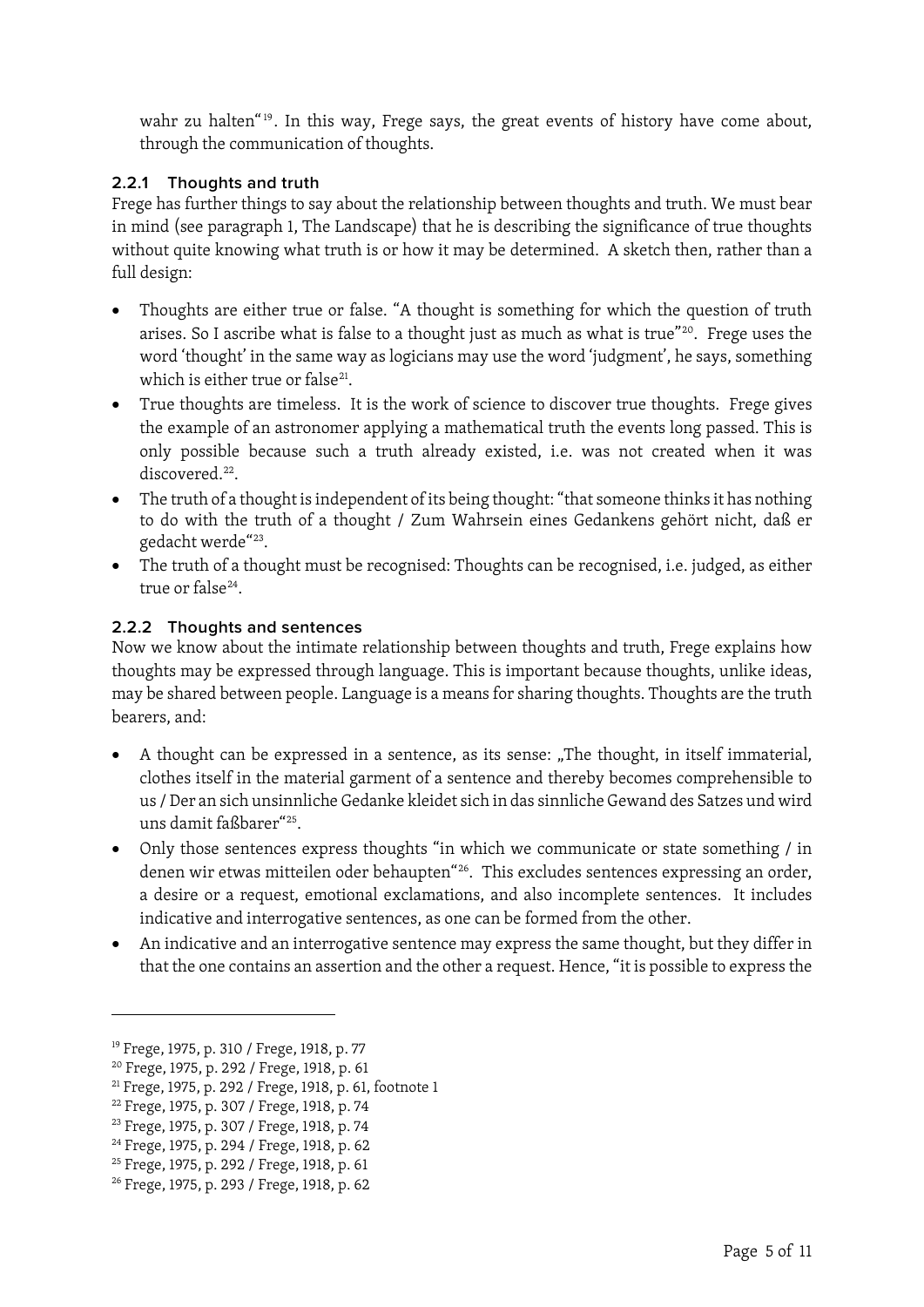wahr zu halten“[19]. In this way, Frege says, the great events of history have come about, through the communication of thoughts.

### 2.2.1 Thoughts and truth

Frege has further things to say about the relationship between thoughts and truth. We must bear in mind (see paragraph 1, The Landscape) that he is describing the significance of true thoughts without quite knowing what truth is or how it may be determined. A sketch then, rather than a full design:

- Thoughts are either true or false. “A thought is something for which the question of truth arises. So I ascribe what is false to a thought just as much as what is true”[20]. Frege uses the word ‘thought’ in the same way as logicians may use the word ‘judgment’, he says, something which is either true or false[21].
- True thoughts are timeless. It is the work of science to discover true thoughts. Frege gives the example of an astronomer applying a mathematical truth the events long passed. This is only possible because such a truth already existed, i.e. was not created when it was discovered.[22].
- The truth of a thought is independent of its being thought: “that someone thinks it has nothing to do with the truth of a thought / Zum Wahrsein eines Gedankens gehört nicht, daß er gedacht werde“[23].
- The truth of a thought must be recognised: Thoughts can be recognised, i.e. judged, as either true or false[24].

### 2.2.2 Thoughts and sentences

Now we know about the intimate relationship between thoughts and truth, Frege explains how thoughts may be expressed through language. This is important because thoughts, unlike ideas, may be shared between people. Language is a means for sharing thoughts. Thoughts are the truth bearers, and:

- A thought can be expressed in a sentence, as its sense: „The thought, in itself immaterial, clothes itself in the material garment of a sentence and thereby becomes comprehensible to us / Der an sich unsinnliche Gedanke kleidet sich in das sinnliche Gewand des Satzes und wird uns damit faßbarer“[25].
- Only those sentences express thoughts “in which we communicate or state something / in denen wir etwas mitteilen oder behaupten“[26]. This excludes sentences expressing an order, a desire or a request, emotional exclamations, and also incomplete sentences. It includes indicative and interrogative sentences, as one can be formed from the other.
- An indicative and an interrogative sentence may express the same thought, but they differ in that the one contains an assertion and the other a request. Hence, “it is possible to express the

---

[19] Frege, 1975, p. 310 / Frege, 1918, p. 77

[20] Frege, 1975, p. 292 / Frege, 1918, p. 61

[21] Frege, 1975, p. 292 / Frege, 1918, p. 61, footnote 1

[22] Frege, 1975, p. 307 / Frege, 1918, p. 74

[23] Frege, 1975, p. 307 / Frege, 1918, p. 74

[24] Frege, 1975, p. 294 / Frege, 1918, p. 62

[25] Frege, 1975, p. 292 / Frege, 1918, p. 61

[26] Frege, 1975, p. 293 / Frege, 1918, p. 62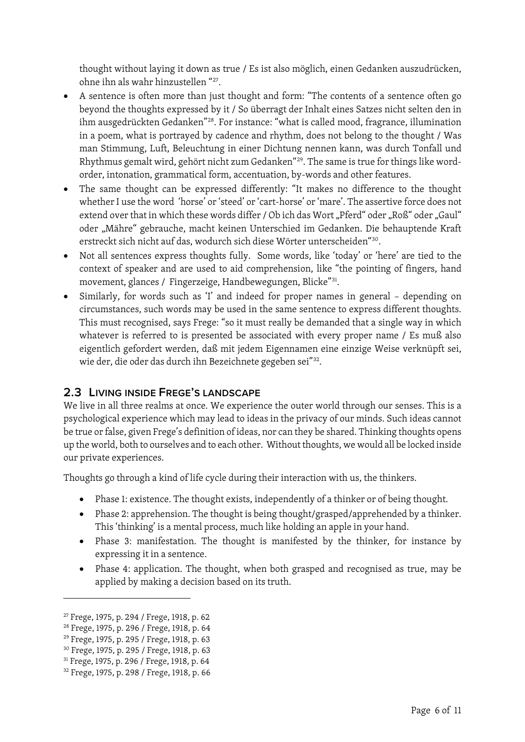thought without laying it down as true / Es ist also möglich, einen Gedanken auszudrücken, ohne ihn als wahr hinzustellen "[27].

- A sentence is often more than just thought and form: "The contents of a sentence often go beyond the thoughts expressed by it / So überragt der Inhalt eines Satzes nicht selten den in ihm ausgedrückten Gedanken"[28]. For instance: "what is called mood, fragrance, illumination in a poem, what is portrayed by cadence and rhythm, does not belong to the thought / Was man Stimmung, Luft, Beleuchtung in einer Dichtung nennen kann, was durch Tonfall und Rhythmus gemalt wird, gehört nicht zum Gedanken"[29]. The same is true for things like word-order, intonation, grammatical form, accentuation, by-words and other features.
- The same thought can be expressed differently: "It makes no difference to the thought whether I use the word 'horse' or 'steed' or 'cart-horse' or 'mare'. The assertive force does not extend over that in which these words differ / Ob ich das Wort „Pferd" oder „Roß" oder „Gaul" oder „Mähre" gebrauche, macht keinen Unterschied im Gedanken. Die behauptende Kraft erstreckt sich nicht auf das, wodurch sich diese Wörter unterscheiden"[30].
- Not all sentences express thoughts fully. Some words, like 'today' or 'here' are tied to the context of speaker and are used to aid comprehension, like "the pointing of fingers, hand movement, glances / Fingerzeige, Handbewegungen, Blicke"[31].
- Similarly, for words such as 'I' and indeed for proper names in general – depending on circumstances, such words may be used in the same sentence to express different thoughts. This must recognised, says Frege: "so it must really be demanded that a single way in which whatever is referred to is presented be associated with every proper name / Es muß also eigentlich gefordert werden, daß mit jedem Eigennamen eine einzige Weise verknüpft sei, wie der, die oder das durch ihn Bezeichnete gegeben sei"[32].

## 2.3 Living inside Frege's landscape

We live in all three realms at once. We experience the outer world through our senses. This is a psychological experience which may lead to ideas in the privacy of our minds. Such ideas cannot be true or false, given Frege's definition of ideas, nor can they be shared. Thinking thoughts opens up the world, both to ourselves and to each other. Without thoughts, we would all be locked inside our private experiences.

Thoughts go through a kind of life cycle during their interaction with us, the thinkers.

- Phase 1: existence. The thought exists, independently of a thinker or of being thought.
- Phase 2: apprehension. The thought is being thought/grasped/apprehended by a thinker. This 'thinking' is a mental process, much like holding an apple in your hand.
- Phase 3: manifestation. The thought is manifested by the thinker, for instance by expressing it in a sentence.
- Phase 4: application. The thought, when both grasped and recognised as true, may be applied by making a decision based on its truth.

---

[27] Frege, 1975, p. 294 / Frege, 1918, p. 62
[28] Frege, 1975, p. 296 / Frege, 1918, p. 64
[29] Frege, 1975, p. 295 / Frege, 1918, p. 63
[30] Frege, 1975, p. 295 / Frege, 1918, p. 63
[31] Frege, 1975, p. 296 / Frege, 1918, p. 64
[32] Frege, 1975, p. 298 / Frege, 1918, p. 66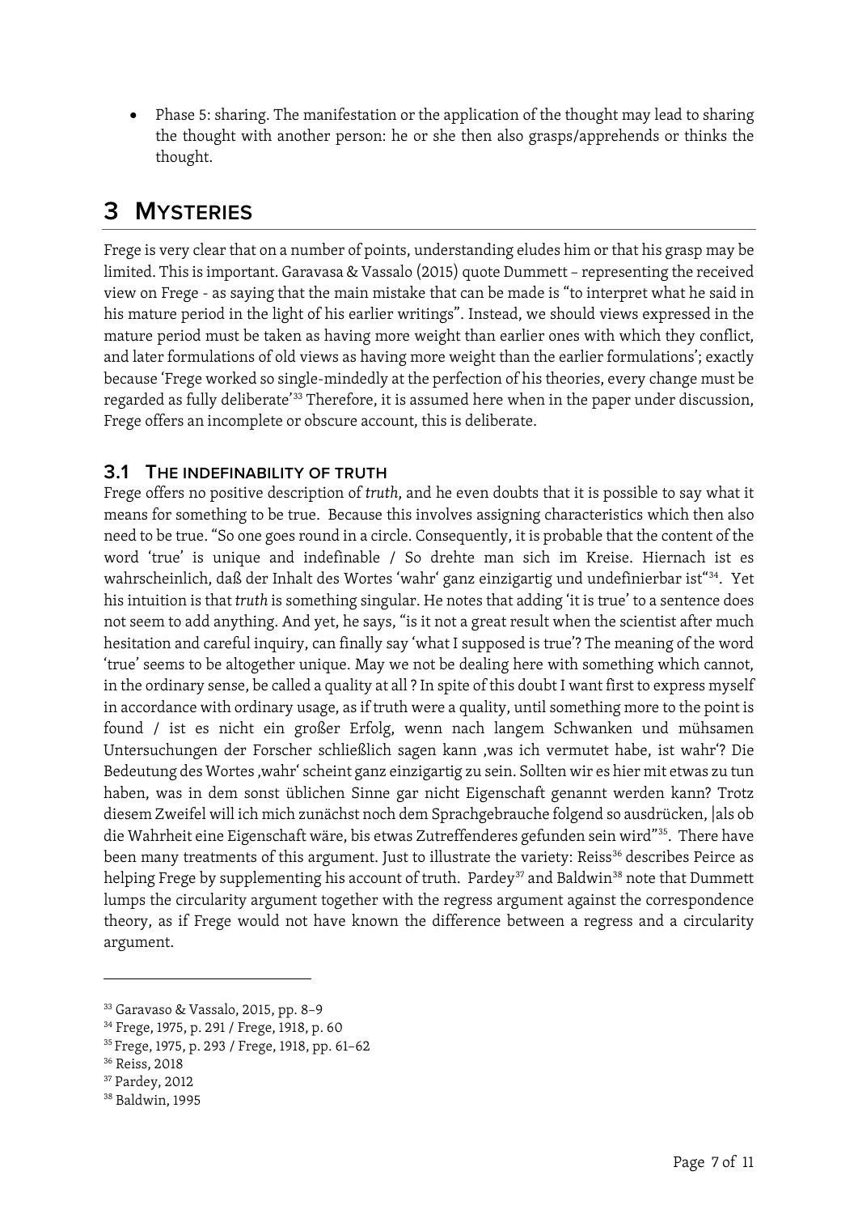- Phase 5: sharing. The manifestation or the application of the thought may lead to sharing the thought with another person: he or she then also grasps/apprehends or thinks the thought.

# 3 MYSTERIES

Frege is very clear that on a number of points, understanding eludes him or that his grasp may be limited. This is important. Garavasa & Vassalo (2015) quote Dummett – representing the received view on Frege - as saying that the main mistake that can be made is "to interpret what he said in his mature period in the light of his earlier writings". Instead, we should views expressed in the mature period must be taken as having more weight than earlier ones with which they conflict, and later formulations of old views as having more weight than the earlier formulations'; exactly because 'Frege worked so single-mindedly at the perfection of his theories, every change must be regarded as fully deliberate'[33] Therefore, it is assumed here when in the paper under discussion, Frege offers an incomplete or obscure account, this is deliberate.

## 3.1 THE INDEFINABILITY OF TRUTH

Frege offers no positive description of *truth*, and he even doubts that it is possible to say what it means for something to be true. Because this involves assigning characteristics which then also need to be true. "So one goes round in a circle. Consequently, it is probable that the content of the word 'true' is unique and indefinable / So drehte man sich im Kreise. Hiernach ist es wahrscheinlich, daß der Inhalt des Wortes 'wahr' ganz einzigartig und undefinierbar ist"[34]. Yet his intuition is that *truth* is something singular. He notes that adding 'it is true' to a sentence does not seem to add anything. And yet, he says, "is it not a great result when the scientist after much hesitation and careful inquiry, can finally say 'what I supposed is true'? The meaning of the word 'true' seems to be altogether unique. May we not be dealing here with something which cannot, in the ordinary sense, be called a quality at all ? In spite of this doubt I want first to express myself in accordance with ordinary usage, as if truth were a quality, until something more to the point is found / ist es nicht ein großer Erfolg, wenn nach langem Schwanken und mühsamen Untersuchungen der Forscher schließlich sagen kann ‚was ich vermutet habe, ist wahr'? Die Bedeutung des Wortes ‚wahr' scheint ganz einzigartig zu sein. Sollten wir es hier mit etwas zu tun haben, was in dem sonst üblichen Sinne gar nicht Eigenschaft genannt werden kann? Trotz diesem Zweifel will ich mich zunächst noch dem Sprachgebrauche folgend so ausdrücken, |als ob die Wahrheit eine Eigenschaft wäre, bis etwas Zutreffenderes gefunden sein wird"[35]. There have been many treatments of this argument. Just to illustrate the variety: Reiss[36] describes Peirce as helping Frege by supplementing his account of truth. Pardey[37] and Baldwin[38] note that Dummett lumps the circularity argument together with the regress argument against the correspondence theory, as if Frege would not have known the difference between a regress and a circularity argument.

---

[33] Garavaso & Vassalo, 2015, pp. 8–9

[34] Frege, 1975, p. 291 / Frege, 1918, p. 60

[35] Frege, 1975, p. 293 / Frege, 1918, pp. 61–62

[36] Reiss, 2018

[37] Pardey, 2012

[38] Baldwin, 1995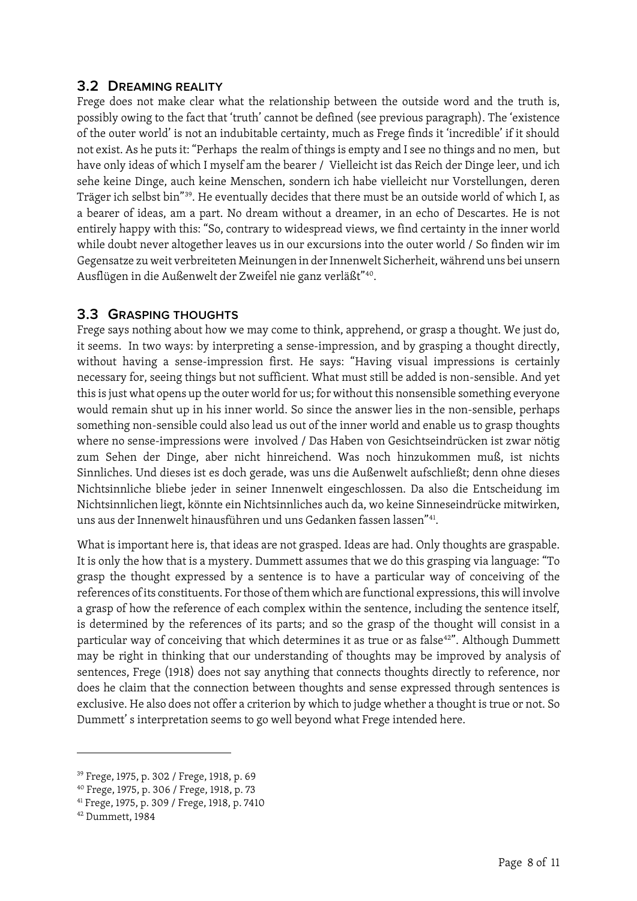## 3.2 Dreaming reality

Frege does not make clear what the relationship between the outside word and the truth is, possibly owing to the fact that 'truth' cannot be defined (see previous paragraph). The 'existence of the outer world' is not an indubitable certainty, much as Frege finds it 'incredible' if it should not exist. As he puts it: "Perhaps the realm of things is empty and I see no things and no men, but have only ideas of which I myself am the bearer / Vielleicht ist das Reich der Dinge leer, und ich sehe keine Dinge, auch keine Menschen, sondern ich habe vielleicht nur Vorstellungen, deren Träger ich selbst bin"[39]. He eventually decides that there must be an outside world of which I, as a bearer of ideas, am a part. No dream without a dreamer, in an echo of Descartes. He is not entirely happy with this: "So, contrary to widespread views, we find certainty in the inner world while doubt never altogether leaves us in our excursions into the outer world / So finden wir im Gegensatze zu weit verbreiteten Meinungen in der Innenwelt Sicherheit, während uns bei unsern Ausflügen in die Außenwelt der Zweifel nie ganz verläßt"[40].

## 3.3 Grasping thoughts

Frege says nothing about how we may come to think, apprehend, or grasp a thought. We just do, it seems. In two ways: by interpreting a sense-impression, and by grasping a thought directly, without having a sense-impression first. He says: "Having visual impressions is certainly necessary for, seeing things but not sufficient. What must still be added is non-sensible. And yet this is just what opens up the outer world for us; for without this nonsensible something everyone would remain shut up in his inner world. So since the answer lies in the non-sensible, perhaps something non-sensible could also lead us out of the inner world and enable us to grasp thoughts where no sense-impressions were involved / Das Haben von Gesichtseindrücken ist zwar nötig zum Sehen der Dinge, aber nicht hinreichend. Was noch hinzukommen muß, ist nichts Sinnliches. Und dieses ist es doch gerade, was uns die Außenwelt aufschließt; denn ohne dieses Nichtsinnliche bliebe jeder in seiner Innenwelt eingeschlossen. Da also die Entscheidung im Nichtsinnlichen liegt, könnte ein Nichtsinnliches auch da, wo keine Sinneseindrücke mitwirken, uns aus der Innenwelt hinausführen und uns Gedanken fassen lassen"[41].

What is important here is, that ideas are not grasped. Ideas are had. Only thoughts are graspable. It is only the how that is a mystery. Dummett assumes that we do this grasping via language: "To grasp the thought expressed by a sentence is to have a particular way of conceiving of the references of its constituents. For those of them which are functional expressions, this will involve a grasp of how the reference of each complex within the sentence, including the sentence itself, is determined by the references of its parts; and so the grasp of the thought will consist in a particular way of conceiving that which determines it as true or as false[42]". Although Dummett may be right in thinking that our understanding of thoughts may be improved by analysis of sentences, Frege (1918) does not say anything that connects thoughts directly to reference, nor does he claim that the connection between thoughts and sense expressed through sentences is exclusive. He also does not offer a criterion by which to judge whether a thought is true or not. So Dummett' s interpretation seems to go well beyond what Frege intended here.

---

[39] Frege, 1975, p. 302 / Frege, 1918, p. 69

[40] Frege, 1975, p. 306 / Frege, 1918, p. 73

[41] Frege, 1975, p. 309 / Frege, 1918, p. 7410

[42] Dummett, 1984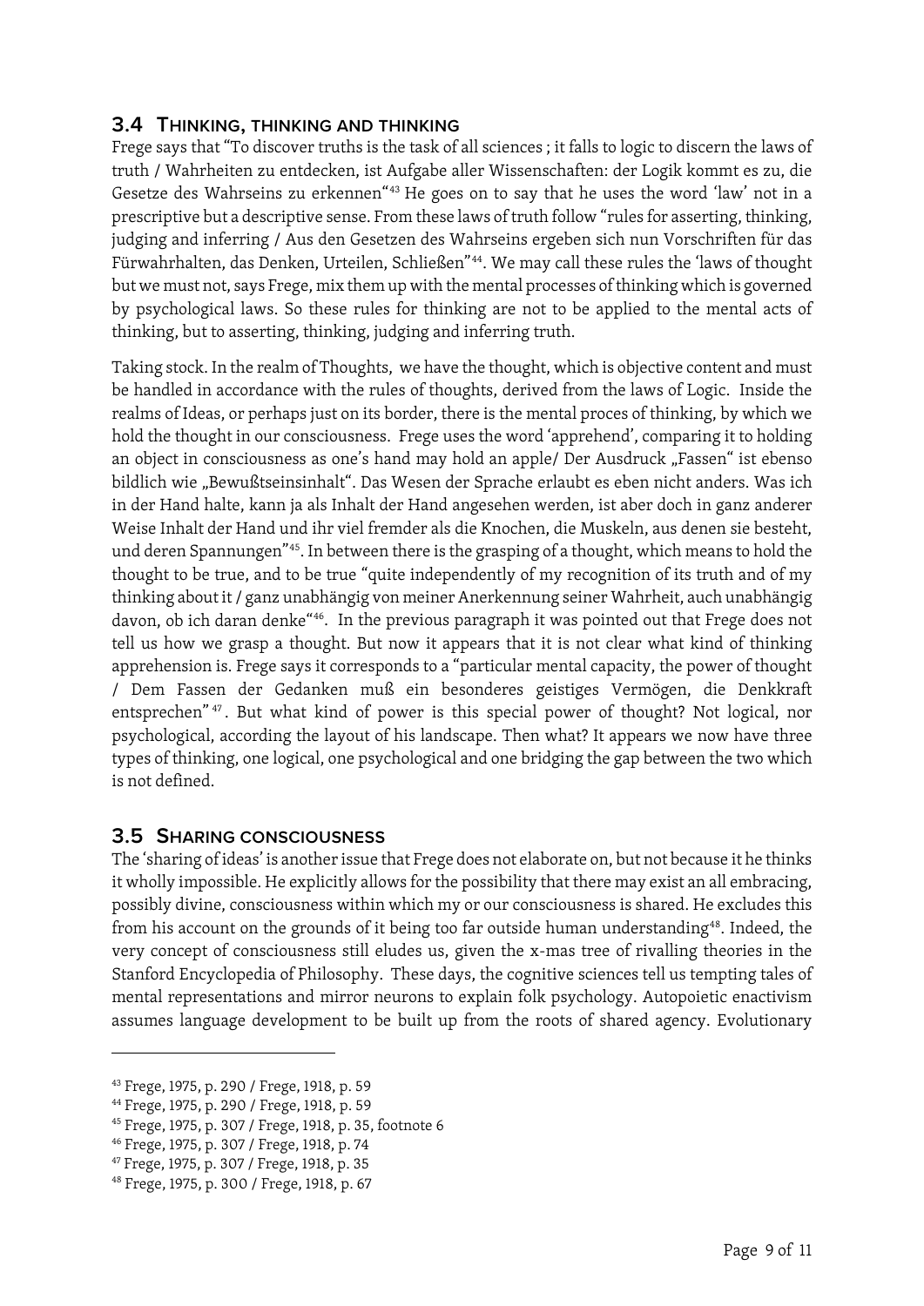### 3.4 Thinking, thinking and thinking

Frege says that "To discover truths is the task of all sciences ; it falls to logic to discern the laws of truth / Wahrheiten zu entdecken, ist Aufgabe aller Wissenschaften: der Logik kommt es zu, die Gesetze des Wahrseins zu erkennen"[43] He goes on to say that he uses the word 'law' not in a prescriptive but a descriptive sense. From these laws of truth follow "rules for asserting, thinking, judging and inferring / Aus den Gesetzen des Wahrseins ergeben sich nun Vorschriften für das Fürwahrhalten, das Denken, Urteilen, Schließen"[44]. We may call these rules the 'laws of thought but we must not, says Frege, mix them up with the mental processes of thinking which is governed by psychological laws. So these rules for thinking are not to be applied to the mental acts of thinking, but to asserting, thinking, judging and inferring truth.

Taking stock. In the realm of Thoughts, we have the thought, which is objective content and must be handled in accordance with the rules of thoughts, derived from the laws of Logic. Inside the realms of Ideas, or perhaps just on its border, there is the mental proces of thinking, by which we hold the thought in our consciousness. Frege uses the word 'apprehend', comparing it to holding an object in consciousness as one's hand may hold an apple/ Der Ausdruck „Fassen" ist ebenso bildlich wie „Bewußtseinsinhalt". Das Wesen der Sprache erlaubt es eben nicht anders. Was ich in der Hand halte, kann ja als Inhalt der Hand angesehen werden, ist aber doch in ganz anderer Weise Inhalt der Hand und ihr viel fremder als die Knochen, die Muskeln, aus denen sie besteht, und deren Spannungen"[45]. In between there is the grasping of a thought, which means to hold the thought to be true, and to be true "quite independently of my recognition of its truth and of my thinking about it / ganz unabhängig von meiner Anerkennung seiner Wahrheit, auch unabhängig davon, ob ich daran denke"[46]. In the previous paragraph it was pointed out that Frege does not tell us how we grasp a thought. But now it appears that it is not clear what kind of thinking apprehension is. Frege says it corresponds to a "particular mental capacity, the power of thought / Dem Fassen der Gedanken muß ein besonderes geistiges Vermögen, die Denkkraft entsprechen"[47]. But what kind of power is this special power of thought? Not logical, nor psychological, according the layout of his landscape. Then what? It appears we now have three types of thinking, one logical, one psychological and one bridging the gap between the two which is not defined.

### 3.5 Sharing consciousness

The 'sharing of ideas' is another issue that Frege does not elaborate on, but not because it he thinks it wholly impossible. He explicitly allows for the possibility that there may exist an all embracing, possibly divine, consciousness within which my or our consciousness is shared. He excludes this from his account on the grounds of it being too far outside human understanding[48]. Indeed, the very concept of consciousness still eludes us, given the x-mas tree of rivalling theories in the Stanford Encyclopedia of Philosophy. These days, the cognitive sciences tell us tempting tales of mental representations and mirror neurons to explain folk psychology. Autopoietic enactivism assumes language development to be built up from the roots of shared agency. Evolutionary

---

[43] Frege, 1975, p. 290 / Frege, 1918, p. 59

[44] Frege, 1975, p. 290 / Frege, 1918, p. 59

[45] Frege, 1975, p. 307 / Frege, 1918, p. 35, footnote 6

[46] Frege, 1975, p. 307 / Frege, 1918, p. 74

[47] Frege, 1975, p. 307 / Frege, 1918, p. 35

[48] Frege, 1975, p. 300 / Frege, 1918, p. 67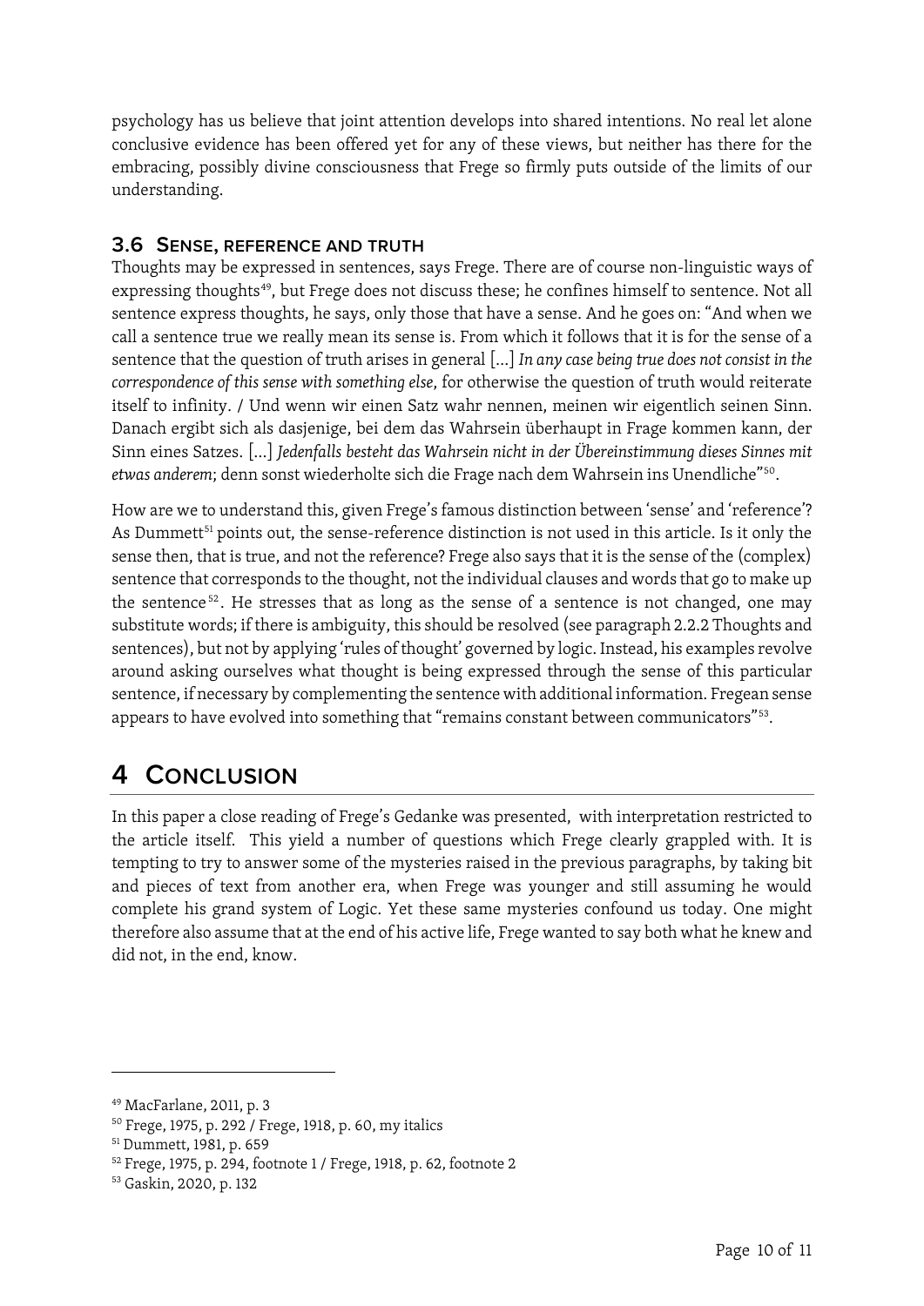psychology has us believe that joint attention develops into shared intentions. No real let alone conclusive evidence has been offered yet for any of these views, but neither has there for the embracing, possibly divine consciousness that Frege so firmly puts outside of the limits of our understanding.

### 3.6 Sense, reference and truth

Thoughts may be expressed in sentences, says Frege. There are of course non-linguistic ways of expressing thoughts[49], but Frege does not discuss these; he confines himself to sentence. Not all sentence express thoughts, he says, only those that have a sense. And he goes on: "And when we call a sentence true we really mean its sense is. From which it follows that it is for the sense of a sentence that the question of truth arises in general [...] *In any case being true does not consist in the correspondence of this sense with something else*, for otherwise the question of truth would reiterate itself to infinity. / Und wenn wir einen Satz wahr nennen, meinen wir eigentlich seinen Sinn. Danach ergibt sich als dasjenige, bei dem das Wahrsein überhaupt in Frage kommen kann, der Sinn eines Satzes. [...] *Jedenfalls besteht das Wahrsein nicht in der Übereinstimmung dieses Sinnes mit etwas anderem*; denn sonst wiederholte sich die Frage nach dem Wahrsein ins Unendliche"[50].

How are we to understand this, given Frege's famous distinction between 'sense' and 'reference'? As Dummett[51] points out, the sense-reference distinction is not used in this article. Is it only the sense then, that is true, and not the reference? Frege also says that it is the sense of the (complex) sentence that corresponds to the thought, not the individual clauses and words that go to make up the sentence[52]. He stresses that as long as the sense of a sentence is not changed, one may substitute words; if there is ambiguity, this should be resolved (see paragraph 2.2.2 Thoughts and sentences), but not by applying 'rules of thought' governed by logic. Instead, his examples revolve around asking ourselves what thought is being expressed through the sense of this particular sentence, if necessary by complementing the sentence with additional information. Fregean sense appears to have evolved into something that "remains constant between communicators"[53].

# 4 Conclusion

In this paper a close reading of Frege's Gedanke was presented, with interpretation restricted to the article itself. This yield a number of questions which Frege clearly grappled with. It is tempting to try to answer some of the mysteries raised in the previous paragraphs, by taking bit and pieces of text from another era, when Frege was younger and still assuming he would complete his grand system of Logic. Yet these same mysteries confound us today. One might therefore also assume that at the end of his active life, Frege wanted to say both what he knew and did not, in the end, know.

---

[49] MacFarlane, 2011, p. 3

[50] Frege, 1975, p. 292 / Frege, 1918, p. 60, my italics

[51] Dummett, 1981, p. 659

[52] Frege, 1975, p. 294, footnote 1 / Frege, 1918, p. 62, footnote 2

[53] Gaskin, 2020, p. 132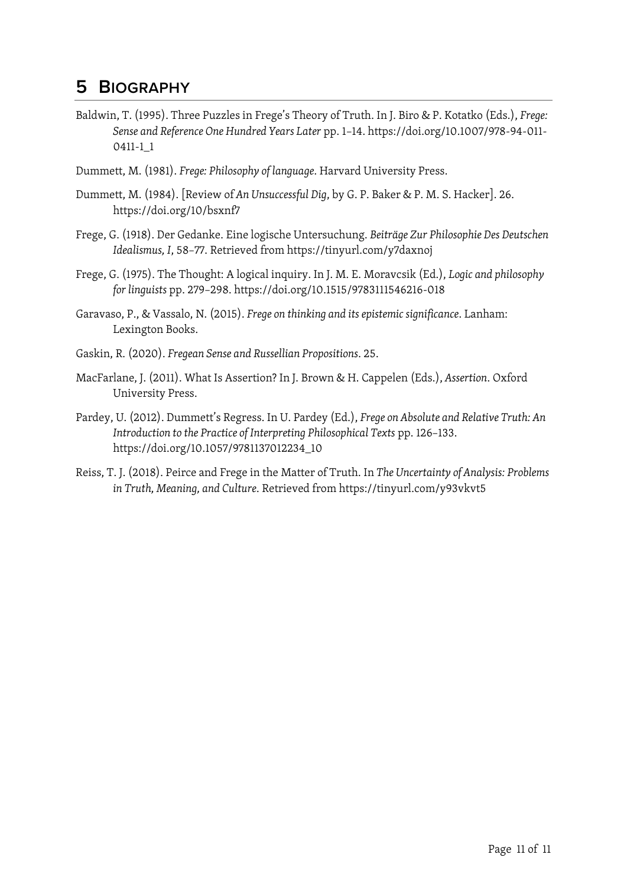## 5 Biography

Baldwin, T. (1995). Three Puzzles in Frege's Theory of Truth. In J. Biro & P. Kotatko (Eds.), *Frege: Sense and Reference One Hundred Years Later* pp. 1–14. https://doi.org/10.1007/978-94-011-0411-1_1

Dummett, M. (1981). *Frege: Philosophy of language*. Harvard University Press.

Dummett, M. (1984). [Review of *An Unsuccessful Dig*, by G. P. Baker & P. M. S. Hacker]. 26. https://doi.org/10/bsxnf7

Frege, G. (1918). Der Gedanke. Eine logische Untersuchung. *Beiträge Zur Philosophie Des Deutschen Idealismus, I*, 58–77. Retrieved from https://tinyurl.com/y7daxnoj

Frege, G. (1975). The Thought: A logical inquiry. In J. M. E. Moravcsik (Ed.), *Logic and philosophy for linguists* pp. 279–298. https://doi.org/10.1515/9783111546216-018

Garavaso, P., & Vassalo, N. (2015). *Frege on thinking and its epistemic significance*. Lanham: Lexington Books.

Gaskin, R. (2020). *Fregean Sense and Russellian Propositions*. 25.

MacFarlane, J. (2011). What Is Assertion? In J. Brown & H. Cappelen (Eds.), *Assertion*. Oxford University Press.

Pardey, U. (2012). Dummett's Regress. In U. Pardey (Ed.), *Frege on Absolute and Relative Truth: An Introduction to the Practice of Interpreting Philosophical Texts* pp. 126–133. https://doi.org/10.1057/9781137012234_10

Reiss, T. J. (2018). Peirce and Frege in the Matter of Truth. In *The Uncertainty of Analysis: Problems in Truth, Meaning, and Culture*. Retrieved from https://tinyurl.com/y93vkvt5